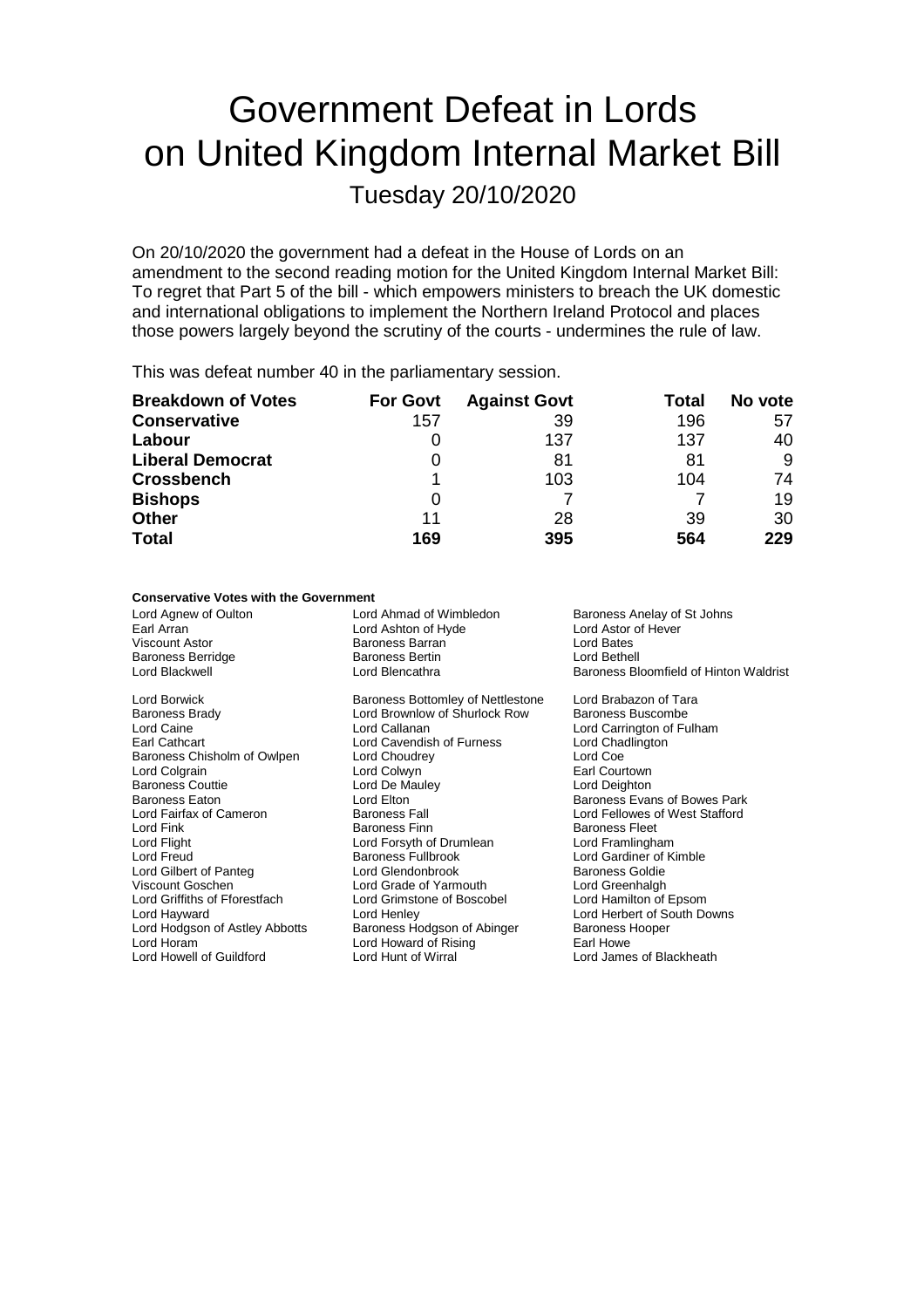# Government Defeat in Lords on United Kingdom Internal Market Bill

Tuesday 20/10/2020

On 20/10/2020 the government had a defeat in the House of Lords on an amendment to the second reading motion for the United Kingdom Internal Market Bill: To regret that Part 5 of the bill - which empowers ministers to breach the UK domestic and international obligations to implement the Northern Ireland Protocol and places those powers largely beyond the scrutiny of the courts - undermines the rule of law.

This was defeat number 40 in the parliamentary session.

| Breakdown of Votes | For Govt | Against Govt | Total | No vote |
|---|---|---|---|---|
| **Conservative** | 157 | 39 | 196 | 57 |
| **Labour** | 0 | 137 | 137 | 40 |
| **Liberal Democrat** | 0 | 81 | 81 | 9 |
| **Crossbench** | 1 | 103 | 104 | 74 |
| **Bishops** | 0 | 7 | 7 | 19 |
| **Other** | 11 | 28 | 39 | 30 |
| **Total** | **169** | **395** | **564** | **229** |

**Conservative Votes with the Government**

Lord Agnew of Oulton, Lord Ahmad of Wimbledon, Baroness Anelay of St Johns, Earl Arran, Lord Ashton of Hyde, Lord Astor of Hever, Viscount Astor, Baroness Barran, Lord Bates, Baroness Berridge, Baroness Bertin, Lord Bethell, Lord Blackwell, Lord Blencathra, Baroness Bloomfield of Hinton Waldrist, Lord Borwick, Baroness Bottomley of Nettlestone, Lord Brabazon of Tara, Baroness Brady, Lord Brownlow of Shurlock Row, Baroness Buscombe, Lord Caine, Lord Callanan, Lord Carrington of Fulham, Earl Cathcart, Lord Cavendish of Furness, Lord Chadlington, Baroness Chisholm of Owlpen, Lord Choudrey, Lord Coe, Lord Colgrain, Lord Colwyn, Earl Courtown, Baroness Couttie, Lord De Mauley, Lord Deighton, Baroness Eaton, Lord Elton, Baroness Evans of Bowes Park, Lord Fairfax of Cameron, Baroness Fall, Lord Fellowes of West Stafford, Lord Fink, Baroness Finn, Baroness Fleet, Lord Flight, Lord Forsyth of Drumlean, Lord Framlingham, Lord Freud, Baroness Fullbrook, Lord Gardiner of Kimble, Lord Gilbert of Panteg, Lord Glendonbrook, Baroness Goldie, Viscount Goschen, Lord Grade of Yarmouth, Lord Greenhalgh, Lord Griffiths of Fforestfach, Lord Grimstone of Boscobel, Lord Hamilton of Epsom, Lord Hayward, Lord Henley, Lord Herbert of South Downs, Lord Hodgson of Astley Abbotts, Baroness Hodgson of Abinger, Baroness Hooper, Lord Horam, Lord Howard of Rising, Earl Howe, Lord Howell of Guildford, Lord Hunt of Wirral, Lord James of Blackheath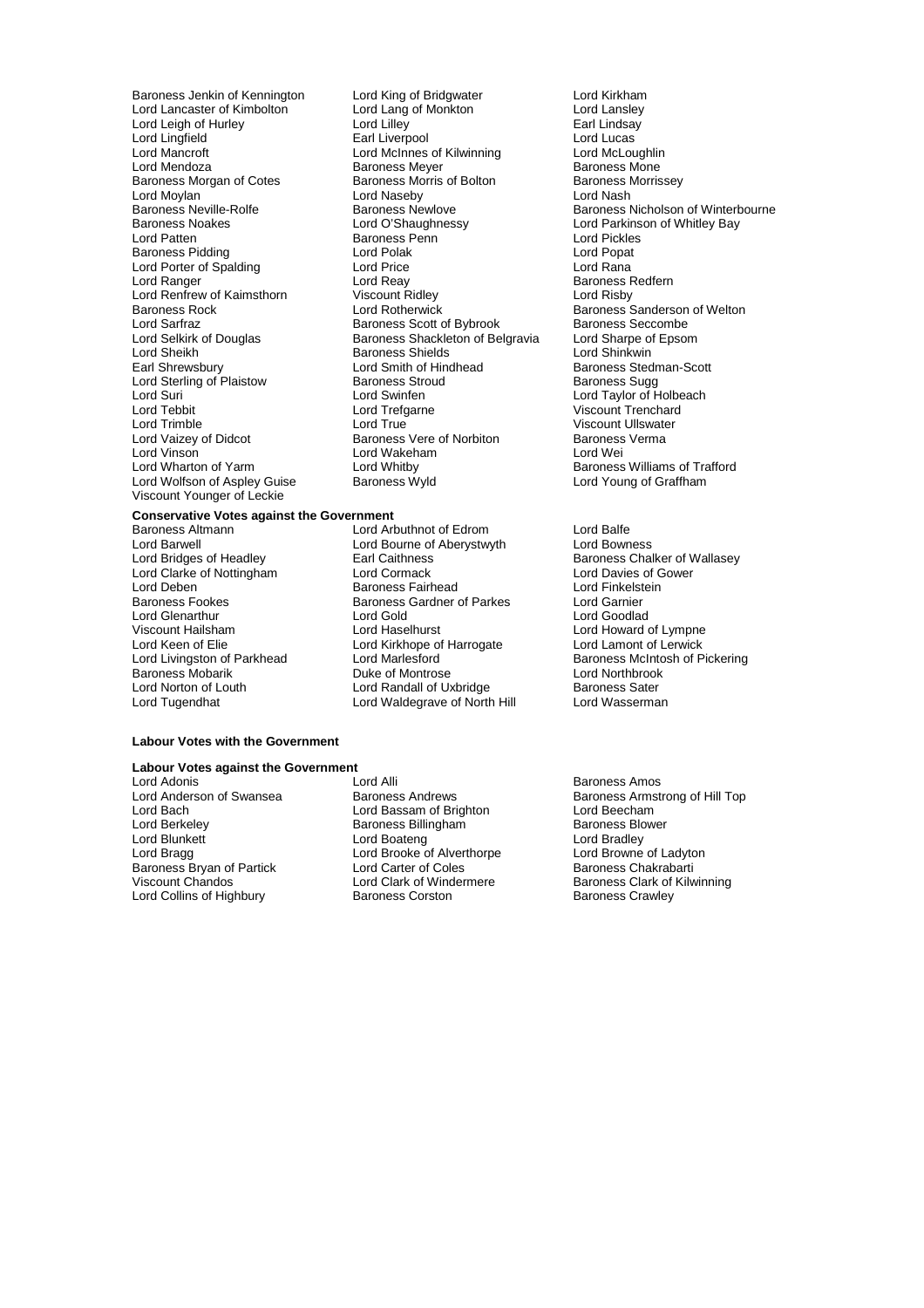Baroness Jenkin of Kennington
Lord King of Bridgwater
Lord Kirkham
Lord Lancaster of Kimbolton
Lord Lang of Monkton
Lord Lansley
Lord Leigh of Hurley
Lord Lilley
Earl Lindsay
Lord Lingfield
Earl Liverpool
Lord Lucas
Lord Mancroft
Lord McInnes of Kilwinning
Lord McLoughlin
Lord Mendoza
Baroness Meyer
Baroness Mone
Baroness Morgan of Cotes
Baroness Morris of Bolton
Baroness Morrissey
Lord Moylan
Lord Naseby
Lord Nash
Baroness Neville-Rolfe
Baroness Newlove
Baroness Nicholson of Winterbourne
Baroness Noakes
Lord O'Shaughnessy
Lord Parkinson of Whitley Bay
Lord Patten
Baroness Penn
Lord Pickles
Baroness Pidding
Lord Polak
Lord Popat
Lord Porter of Spalding
Lord Price
Lord Rana
Lord Ranger
Lord Reay
Baroness Redfern
Lord Renfrew of Kaimsthorn
Viscount Ridley
Lord Risby
Baroness Rock
Lord Rotherwick
Baroness Sanderson of Welton
Lord Sarfraz
Baroness Scott of Bybrook
Baroness Seccombe
Lord Selkirk of Douglas
Baroness Shackleton of Belgravia
Lord Sharpe of Epsom
Lord Sheikh
Baroness Shields
Lord Shinkwin
Earl Shrewsbury
Lord Smith of Hindhead
Baroness Stedman-Scott
Lord Sterling of Plaistow
Baroness Stroud
Baroness Sugg
Lord Suri
Lord Swinfen
Lord Taylor of Holbeach
Lord Tebbit
Lord Trefgarne
Viscount Trenchard
Lord Trimble
Lord True
Viscount Ullswater
Lord Vaizey of Didcot
Baroness Vere of Norbiton
Baroness Verma
Lord Vinson
Lord Wakeham
Lord Wei
Lord Wharton of Yarm
Lord Whitby
Baroness Williams of Trafford
Lord Wolfson of Aspley Guise
Baroness Wyld
Lord Young of Graffham
Viscount Younger of Leckie

**Conservative Votes against the Government**

Baroness Altmann
Lord Arbuthnot of Edrom
Lord Balfe
Lord Barwell
Lord Bourne of Aberystwyth
Lord Bowness
Lord Bridges of Headley
Earl Caithness
Baroness Chalker of Wallasey
Lord Clarke of Nottingham
Lord Cormack
Lord Davies of Gower
Lord Deben
Baroness Fairhead
Lord Finkelstein
Baroness Fookes
Baroness Gardner of Parkes
Lord Garnier
Lord Glenarthur
Lord Gold
Lord Goodlad
Viscount Hailsham
Lord Haselhurst
Lord Howard of Lympne
Lord Keen of Elie
Lord Kirkhope of Harrogate
Lord Lamont of Lerwick
Lord Livingston of Parkhead
Lord Marlesford
Baroness McIntosh of Pickering
Baroness Mobarik
Duke of Montrose
Lord Northbrook
Lord Norton of Louth
Lord Randall of Uxbridge
Baroness Sater
Lord Tugendhat
Lord Waldegrave of North Hill
Lord Wasserman

**Labour Votes with the Government**

**Labour Votes against the Government**

Lord Adonis
Lord Alli
Baroness Amos
Lord Anderson of Swansea
Baroness Andrews
Baroness Armstrong of Hill Top
Lord Bach
Lord Bassam of Brighton
Lord Beecham
Lord Berkeley
Baroness Billingham
Baroness Blower
Lord Blunkett
Lord Boateng
Lord Bradley
Lord Bragg
Lord Brooke of Alverthorpe
Lord Browne of Ladyton
Baroness Bryan of Partick
Lord Carter of Coles
Baroness Chakrabarti
Viscount Chandos
Lord Clark of Windermere
Baroness Clark of Kilwinning
Lord Collins of Highbury
Baroness Corston
Baroness Crawley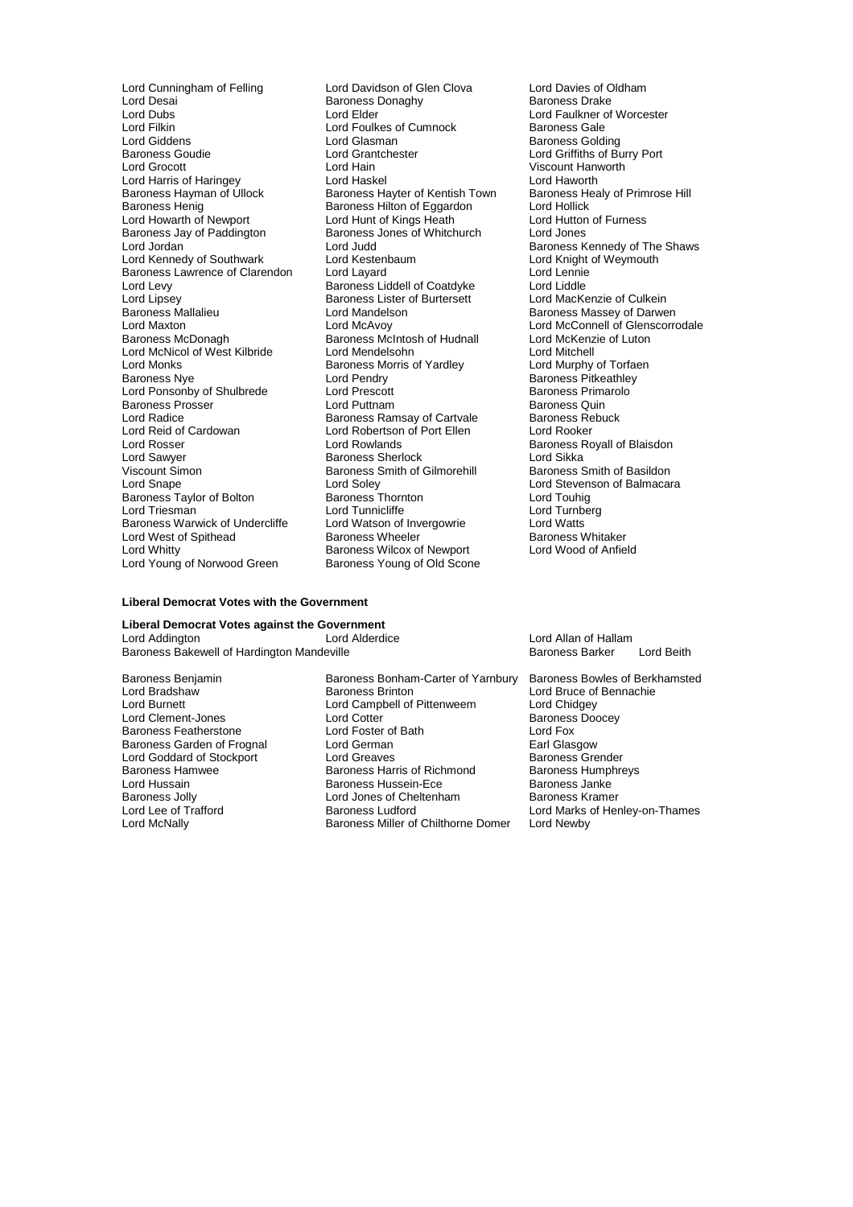Lord Cunningham of Felling
Lord Davidson of Glen Clova
Lord Davies of Oldham
Lord Desai
Baroness Donaghy
Baroness Drake
Lord Dubs
Lord Elder
Lord Faulkner of Worcester
Lord Filkin
Lord Foulkes of Cumnock
Baroness Gale
Lord Giddens
Lord Glasman
Baroness Golding
Baroness Goudie
Lord Grantchester
Lord Griffiths of Burry Port
Lord Grocott
Lord Hain
Viscount Hanworth
Lord Harris of Haringey
Lord Haskel
Lord Haworth
Baroness Hayman of Ullock
Baroness Hayter of Kentish Town
Baroness Healy of Primrose Hill
Baroness Henig
Baroness Hilton of Eggardon
Lord Hollick
Lord Howarth of Newport
Lord Hunt of Kings Heath
Lord Hutton of Furness
Baroness Jay of Paddington
Baroness Jones of Whitchurch
Lord Jones
Lord Jordan
Lord Judd
Baroness Kennedy of The Shaws
Lord Kennedy of Southwark
Lord Kestenbaum
Lord Knight of Weymouth
Baroness Lawrence of Clarendon
Lord Layard
Lord Lennie
Lord Levy
Baroness Liddell of Coatdyke
Lord Liddle
Lord Lipsey
Baroness Lister of Burtersett
Lord MacKenzie of Culkein
Baroness Mallalieu
Lord Mandelson
Baroness Massey of Darwen
Lord Maxton
Lord McAvoy
Lord McConnell of Glenscorrodale
Baroness McDonagh
Baroness McIntosh of Hudnall
Lord McKenzie of Luton
Lord McNicol of West Kilbride
Lord Mendelsohn
Lord Mitchell
Lord Monks
Baroness Morris of Yardley
Lord Murphy of Torfaen
Baroness Nye
Lord Pendry
Baroness Pitkeathley
Lord Ponsonby of Shulbrede
Lord Prescott
Baroness Primarolo
Baroness Prosser
Lord Puttnam
Baroness Quin
Lord Radice
Baroness Ramsay of Cartvale
Baroness Rebuck
Lord Reid of Cardowan
Lord Robertson of Port Ellen
Lord Rooker
Lord Rosser
Lord Rowlands
Baroness Royall of Blaisdon
Lord Sawyer
Baroness Sherlock
Lord Sikka
Viscount Simon
Baroness Smith of Gilmorehill
Baroness Smith of Basildon
Lord Snape
Lord Soley
Lord Stevenson of Balmacara
Baroness Taylor of Bolton
Baroness Thornton
Lord Touhig
Lord Triesman
Lord Tunnicliffe
Lord Turnberg
Baroness Warwick of Undercliffe
Lord Watson of Invergowrie
Lord Watts
Lord West of Spithead
Baroness Wheeler
Baroness Whitaker
Lord Whitty
Baroness Wilcox of Newport
Lord Wood of Anfield
Lord Young of Norwood Green
Baroness Young of Old Scone

**Liberal Democrat Votes with the Government**

**Liberal Democrat Votes against the Government**

Lord Addington
Lord Alderdice
Lord Allan of Hallam
Baroness Bakewell of Hardington Mandeville
Baroness Barker
Lord Beith
Baroness Benjamin
Baroness Bonham-Carter of Yarnbury
Baroness Bowles of Berkhamsted
Lord Bradshaw
Baroness Brinton
Lord Bruce of Bennachie
Lord Burnett
Lord Campbell of Pittenweem
Lord Chidgey
Lord Clement-Jones
Lord Cotter
Baroness Doocey
Baroness Featherstone
Lord Foster of Bath
Lord Fox
Baroness Garden of Frognal
Lord German
Earl Glasgow
Lord Goddard of Stockport
Lord Greaves
Baroness Grender
Baroness Hamwee
Baroness Harris of Richmond
Baroness Humphreys
Lord Hussain
Baroness Hussein-Ece
Baroness Janke
Baroness Jolly
Lord Jones of Cheltenham
Baroness Kramer
Lord Lee of Trafford
Baroness Ludford
Lord Marks of Henley-on-Thames
Lord McNally
Baroness Miller of Chilthorne Domer
Lord Newby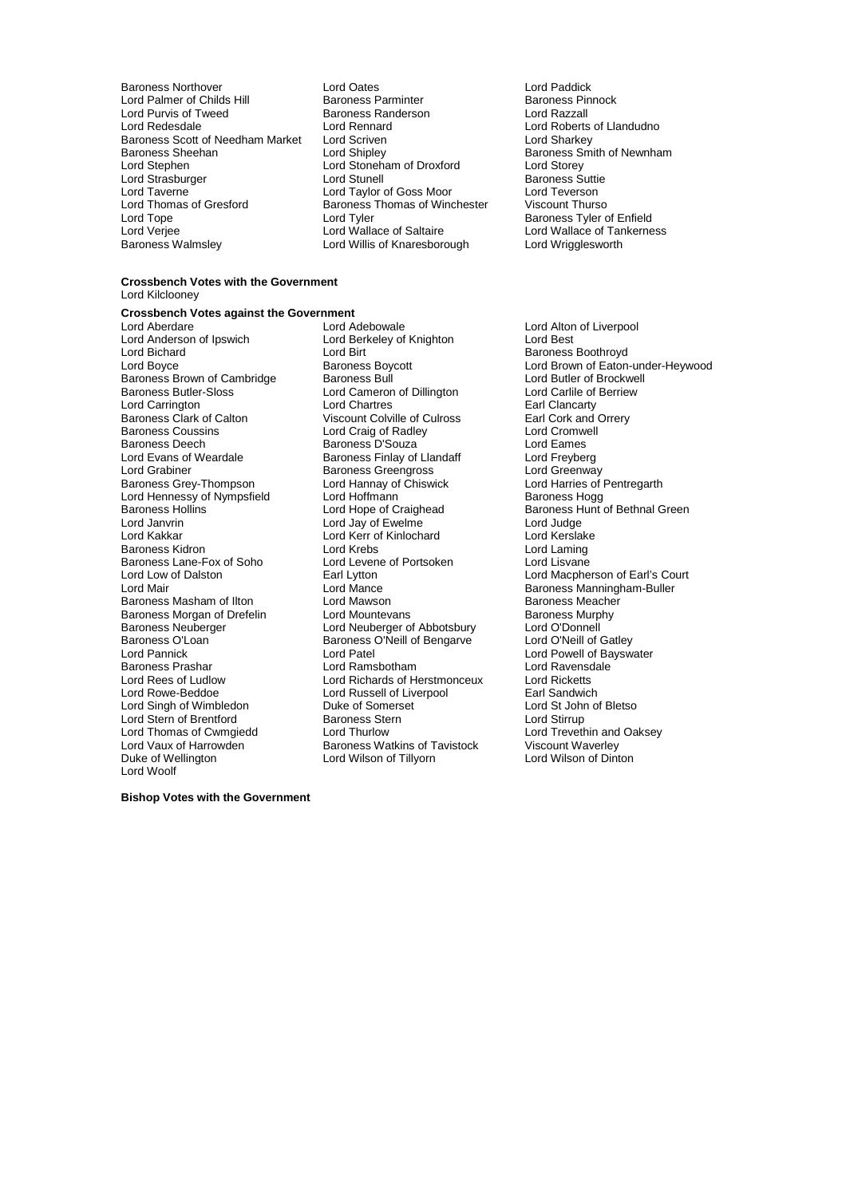Baroness Northover
Lord Oates
Lord Paddick
Lord Palmer of Childs Hill
Baroness Parminter
Baroness Pinnock
Lord Purvis of Tweed
Baroness Randerson
Lord Razzall
Lord Redesdale
Lord Rennard
Lord Roberts of Llandudno
Baroness Scott of Needham Market
Lord Scriven
Lord Sharkey
Baroness Sheehan
Lord Shipley
Baroness Smith of Newnham
Lord Stephen
Lord Stoneham of Droxford
Lord Storey
Lord Strasburger
Lord Stunell
Baroness Suttie
Lord Taverne
Lord Taylor of Goss Moor
Lord Teverson
Lord Thomas of Gresford
Baroness Thomas of Winchester
Viscount Thurso
Lord Tope
Lord Tyler
Baroness Tyler of Enfield
Lord Verjee
Lord Wallace of Saltaire
Lord Wallace of Tankerness
Baroness Walmsley
Lord Willis of Knaresborough
Lord Wrigglesworth

**Crossbench Votes with the Government**

Lord Kilclooney

**Crossbench Votes against the Government**

Lord Aberdare
Lord Adebowale
Lord Alton of Liverpool
Lord Anderson of Ipswich
Lord Berkeley of Knighton
Lord Best
Lord Bichard
Lord Birt
Baroness Boothroyd
Lord Boyce
Baroness Boycott
Lord Brown of Eaton-under-Heywood
Baroness Brown of Cambridge
Baroness Bull
Lord Butler of Brockwell
Baroness Butler-Sloss
Lord Cameron of Dillington
Lord Carlile of Berriew
Lord Carrington
Lord Chartres
Earl Clancarty
Baroness Clark of Calton
Viscount Colville of Culross
Earl Cork and Orrery
Baroness Coussins
Lord Craig of Radley
Lord Cromwell
Baroness Deech
Baroness D'Souza
Lord Eames
Lord Evans of Weardale
Baroness Finlay of Llandaff
Lord Freyberg
Lord Grabiner
Baroness Greengross
Lord Greenway
Baroness Grey-Thompson
Lord Hannay of Chiswick
Lord Harries of Pentregarth
Lord Hennessy of Nympsfield
Lord Hoffmann
Baroness Hogg
Baroness Hollins
Lord Hope of Craighead
Baroness Hunt of Bethnal Green
Lord Janvrin
Lord Jay of Ewelme
Lord Judge
Lord Kakkar
Lord Kerr of Kinlochard
Lord Kerslake
Baroness Kidron
Lord Krebs
Lord Laming
Baroness Lane-Fox of Soho
Lord Levene of Portsoken
Lord Lisvane
Lord Low of Dalston
Earl Lytton
Lord Macpherson of Earl's Court
Lord Mair
Lord Mance
Baroness Manningham-Buller
Baroness Masham of Ilton
Lord Mawson
Baroness Meacher
Baroness Morgan of Drefelin
Lord Mountevans
Baroness Murphy
Baroness Neuberger
Lord Neuberger of Abbotsbury
Lord O'Donnell
Baroness O'Loan
Baroness O'Neill of Bengarve
Lord O'Neill of Gatley
Lord Pannick
Lord Patel
Lord Powell of Bayswater
Baroness Prashar
Lord Ramsbotham
Lord Ravensdale
Lord Rees of Ludlow
Lord Richards of Herstmonceux
Lord Ricketts
Lord Rowe-Beddoe
Lord Russell of Liverpool
Earl Sandwich
Lord Singh of Wimbledon
Duke of Somerset
Lord St John of Bletso
Lord Stern of Brentford
Baroness Stern
Lord Stirrup
Lord Thomas of Cwmgiedd
Lord Thurlow
Lord Trevethin and Oaksey
Lord Vaux of Harrowden
Baroness Watkins of Tavistock
Viscount Waverley
Duke of Wellington
Lord Wilson of Tillyorn
Lord Wilson of Dinton
Lord Woolf

**Bishop Votes with the Government**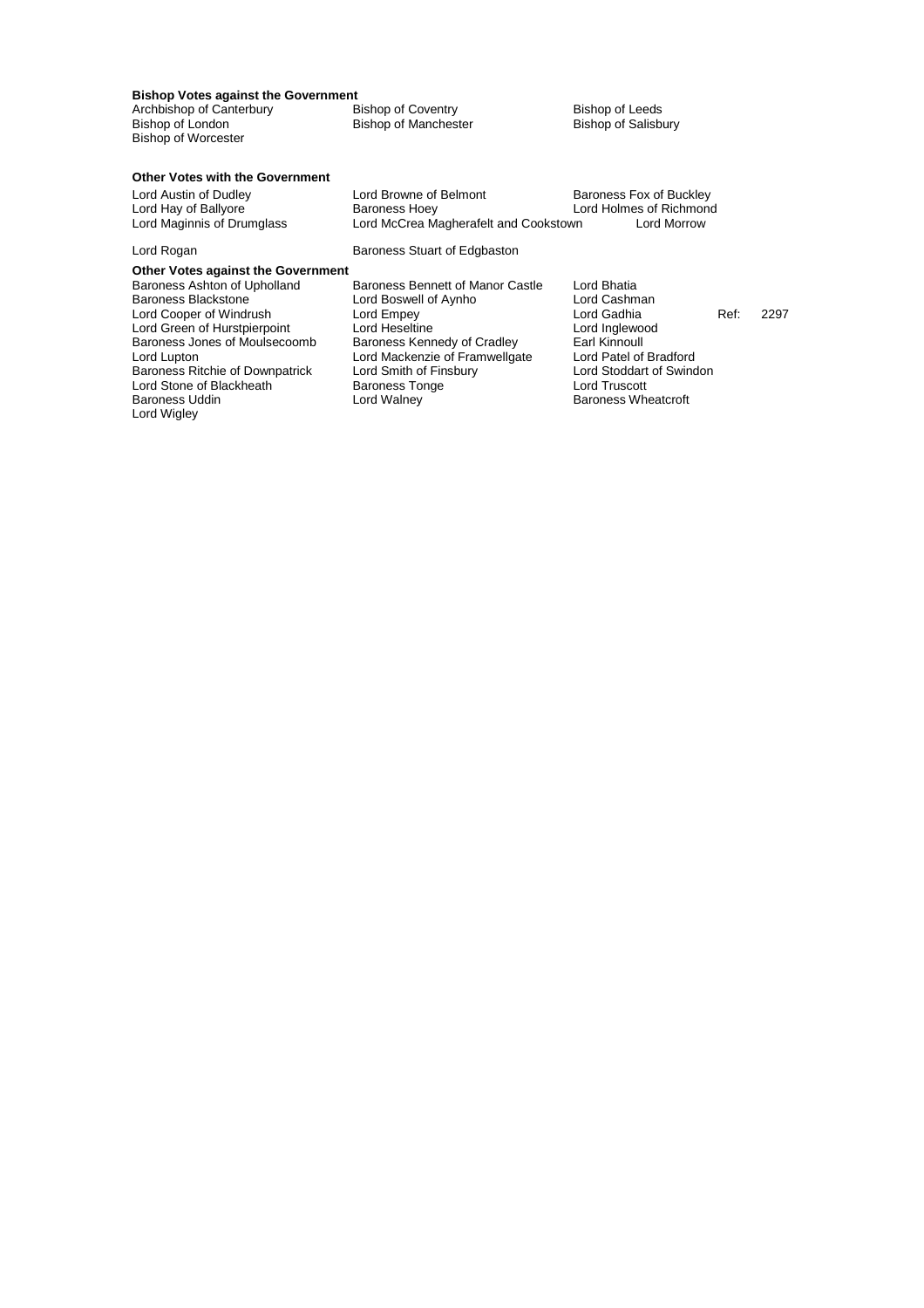**Bishop Votes against the Government**

Archbishop of Canterbury
Bishop of Coventry
Bishop of Leeds
Bishop of London
Bishop of Manchester
Bishop of Salisbury
Bishop of Worcester

**Other Votes with the Government**

Lord Austin of Dudley
Lord Browne of Belmont
Baroness Fox of Buckley
Lord Hay of Ballyore
Baroness Hoey
Lord Holmes of Richmond
Lord Maginnis of Drumglass
Lord McCrea Magherafelt and Cookstown
Lord Morrow
Lord Rogan
Baroness Stuart of Edgbaston

**Other Votes against the Government**

Baroness Ashton of Upholland
Baroness Bennett of Manor Castle
Lord Bhatia
Baroness Blackstone
Lord Boswell of Aynho
Lord Cashman
Lord Cooper of Windrush
Lord Empey
Lord Gadhia
Lord Green of Hurstpierpoint
Lord Heseltine
Lord Inglewood
Baroness Jones of Moulsecoomb
Baroness Kennedy of Cradley
Earl Kinnoull
Lord Lupton
Lord Mackenzie of Framwellgate
Lord Patel of Bradford
Baroness Ritchie of Downpatrick
Lord Smith of Finsbury
Lord Stoddart of Swindon
Lord Stone of Blackheath
Baroness Tonge
Lord Truscott
Baroness Uddin
Lord Walney
Baroness Wheatcroft
Lord Wigley

Ref: 2297